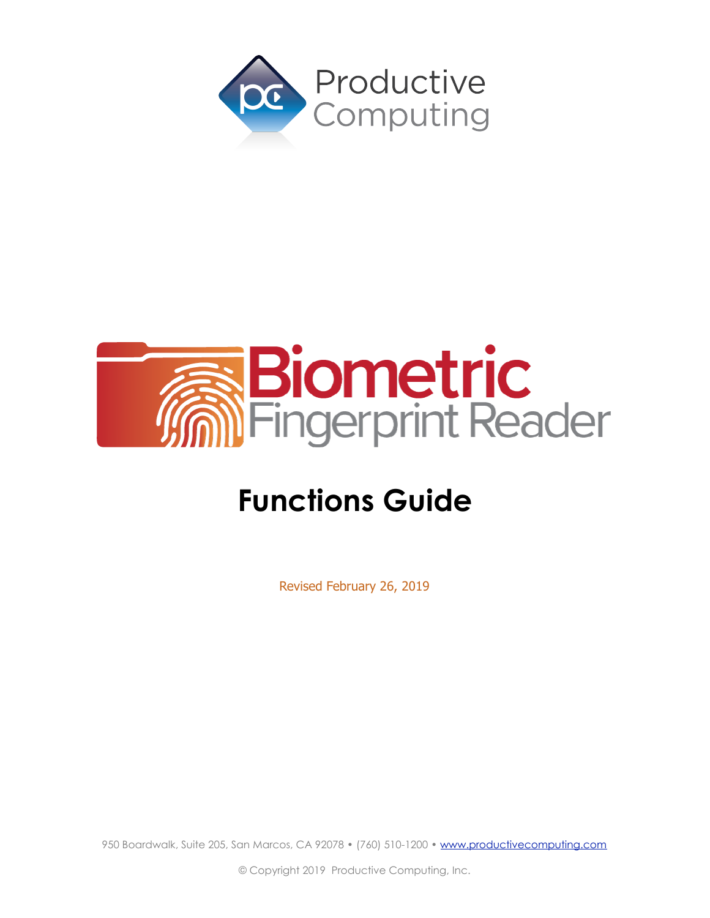Productive Computing

# Biometric Fingerprint Reader

# Functions Guide

Revised February 26, 2019

950 Boardwalk, Suite 205, San Marcos, CA 92078 • (760) 510-1200 • www.productivecomputing.com

© Copyright 2019 Productive Computing, Inc.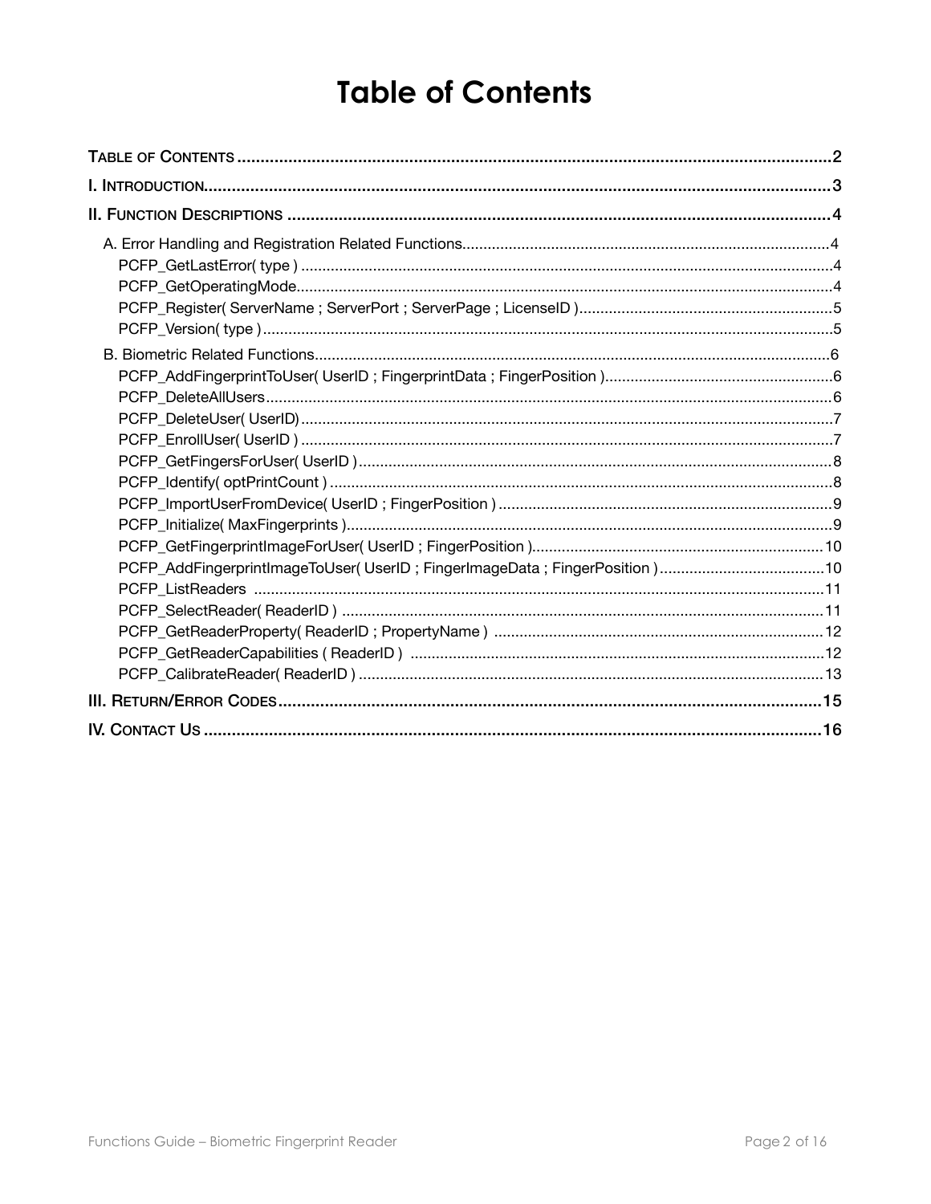# Table of Contents

TABLE OF CONTENTS .......... 2

I. INTRODUCTION .......... 3

II. FUNCTION DESCRIPTIONS .......... 4

- A. Error Handling and Registration Related Functions .......... 4
  - PCFP_GetLastError( type ) .......... 4
  - PCFP_GetOperatingMode .......... 4
  - PCFP_Register( ServerName ; ServerPort ; ServerPage ; LicenseID ) .......... 5
  - PCFP_Version( type ) .......... 5
- B. Biometric Related Functions .......... 6
  - PCFP_AddFingerprintToUser( UserID ; FingerprintData ; FingerPosition ) .......... 6
  - PCFP_DeleteAllUsers .......... 6
  - PCFP_DeleteUser( UserID) .......... 7
  - PCFP_EnrollUser( UserID ) .......... 7
  - PCFP_GetFingersForUser( UserID ) .......... 8
  - PCFP_Identify( optPrintCount ) .......... 8
  - PCFP_ImportUserFromDevice( UserID ; FingerPosition ) .......... 9
  - PCFP_Initialize( MaxFingerprints ) .......... 9
  - PCFP_GetFingerprintImageForUser( UserID ; FingerPosition ) .......... 10
  - PCFP_AddFingerprintImageToUser( UserID ; FingerImageData ; FingerPosition ) .......... 10
  - PCFP_ListReaders .......... 11
  - PCFP_SelectReader( ReaderID ) .......... 11
  - PCFP_GetReaderProperty( ReaderID ; PropertyName ) .......... 12
  - PCFP_GetReaderCapabilities ( ReaderID ) .......... 12
  - PCFP_CalibrateReader( ReaderID ) .......... 13

III. RETURN/ERROR CODES .......... 15

IV. CONTACT US .......... 16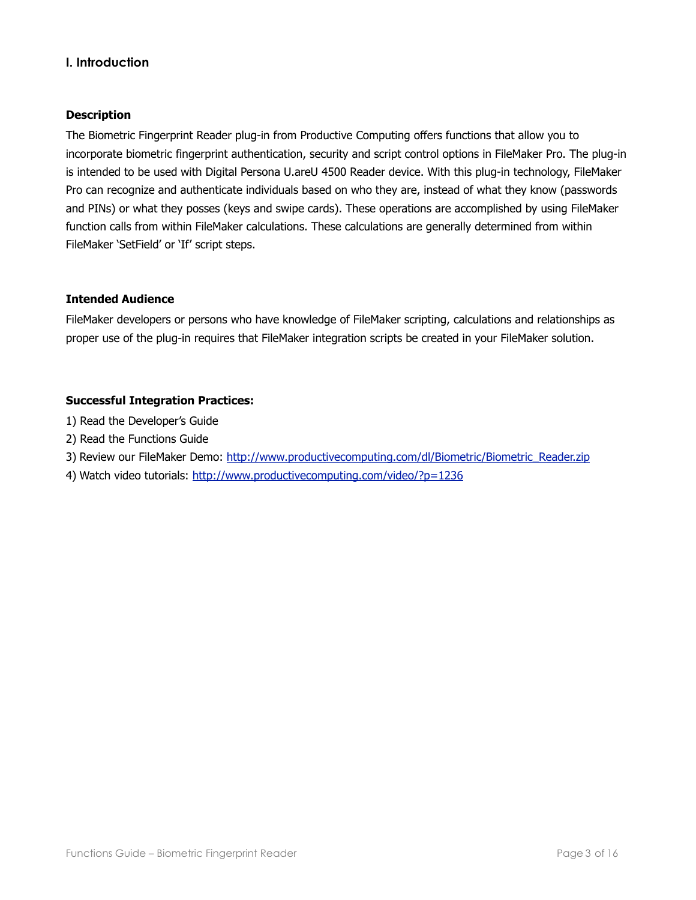## I. Introduction

### Description

The Biometric Fingerprint Reader plug-in from Productive Computing offers functions that allow you to incorporate biometric fingerprint authentication, security and script control options in FileMaker Pro. The plug-in is intended to be used with Digital Persona U.areU 4500 Reader device. With this plug-in technology, FileMaker Pro can recognize and authenticate individuals based on who they are, instead of what they know (passwords and PINs) or what they posses (keys and swipe cards). These operations are accomplished by using FileMaker function calls from within FileMaker calculations. These calculations are generally determined from within FileMaker 'SetField' or 'If' script steps.

### Intended Audience

FileMaker developers or persons who have knowledge of FileMaker scripting, calculations and relationships as proper use of the plug-in requires that FileMaker integration scripts be created in your FileMaker solution.

### Successful Integration Practices:

1) Read the Developer's Guide
2) Read the Functions Guide
3) Review our FileMaker Demo: [http://www.productivecomputing.com/dl/Biometric/Biometric_Reader.zip](http://www.productivecomputing.com/dl/Biometric/Biometric_Reader.zip)
4) Watch video tutorials: [http://www.productivecomputing.com/video/?p=1236](http://www.productivecomputing.com/video/?p=1236)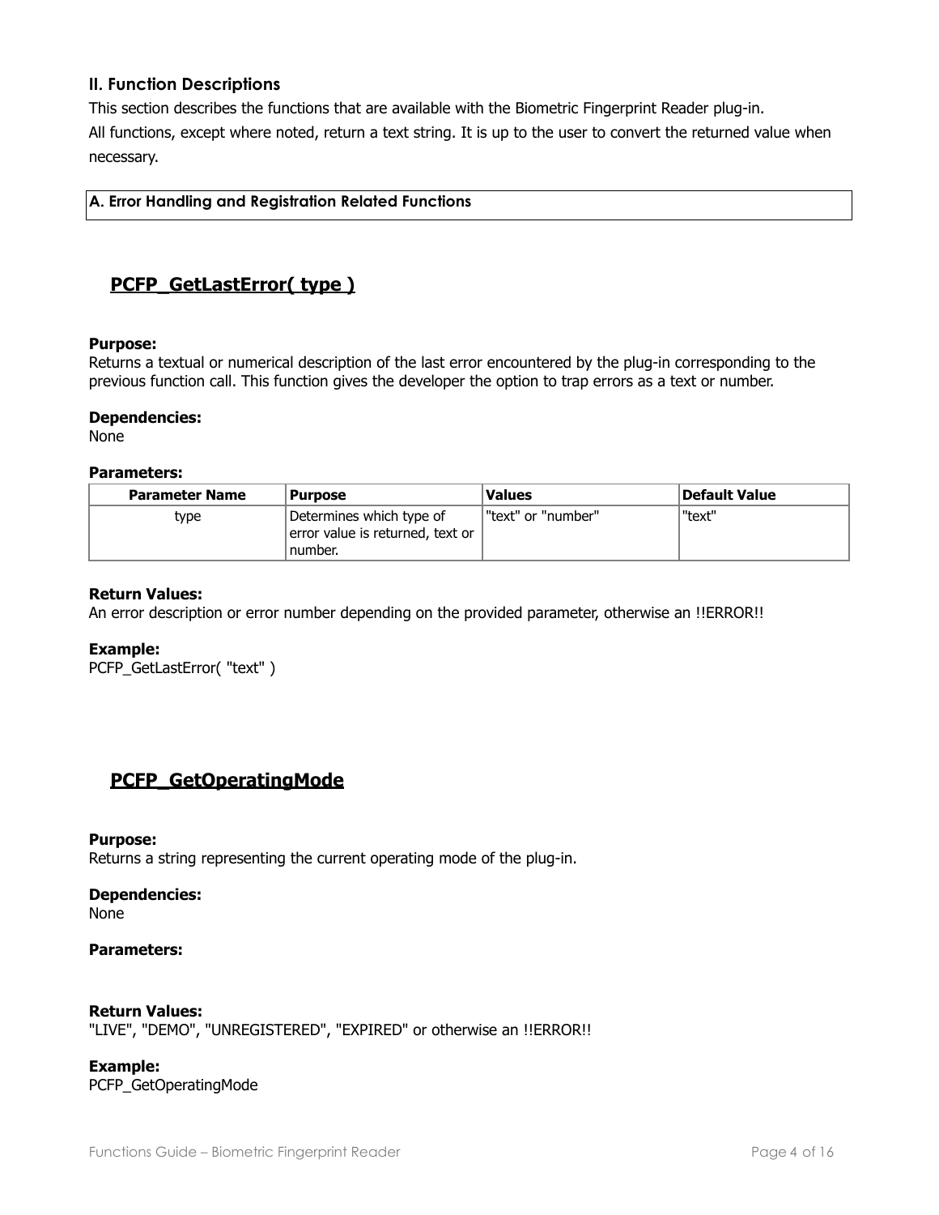## II. Function Descriptions

This section describes the functions that are available with the Biometric Fingerprint Reader plug-in.

All functions, except where noted, return a text string. It is up to the user to convert the returned value when necessary.

### A. Error Handling and Registration Related Functions

### PCFP_GetLastError( type )

**Purpose:**
Returns a textual or numerical description of the last error encountered by the plug-in corresponding to the previous function call. This function gives the developer the option to trap errors as a text or number.

**Dependencies:**
None

**Parameters:**

| Parameter Name | Purpose | Values | Default Value |
| --- | --- | --- | --- |
| type | Determines which type of error value is returned, text or number. | "text" or "number" | "text" |

**Return Values:**
An error description or error number depending on the provided parameter, otherwise an !!ERROR!!

**Example:**
PCFP_GetLastError( "text" )

### PCFP_GetOperatingMode

**Purpose:**
Returns a string representing the current operating mode of the plug-in.

**Dependencies:**
None

**Parameters:**

**Return Values:**
"LIVE", "DEMO", "UNREGISTERED", "EXPIRED" or otherwise an !!ERROR!!

**Example:**
PCFP_GetOperatingMode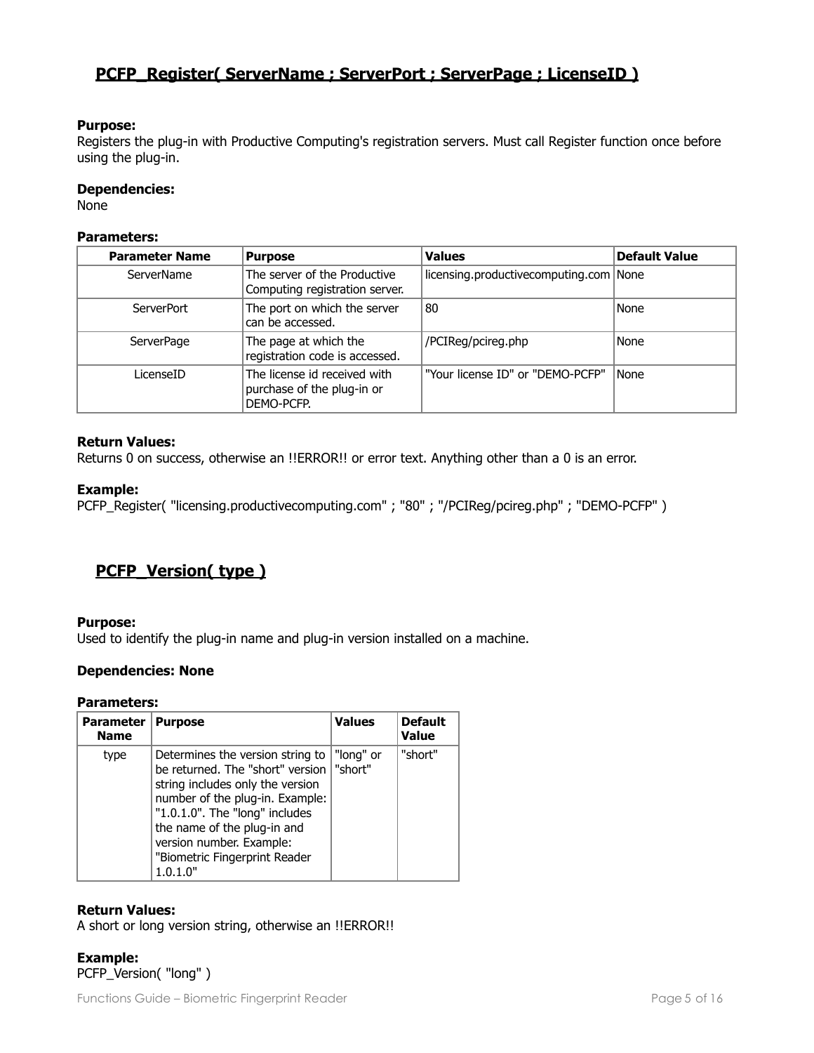## PCFP_Register( ServerName ; ServerPort ; ServerPage ; LicenseID )

**Purpose:**
Registers the plug-in with Productive Computing's registration servers. Must call Register function once before using the plug-in.

**Dependencies:**
None

**Parameters:**

| Parameter Name | Purpose | Values | Default Value |
|---|---|---|---|
| ServerName | The server of the Productive Computing registration server. | licensing.productivecomputing.com | None |
| ServerPort | The port on which the server can be accessed. | 80 | None |
| ServerPage | The page at which the registration code is accessed. | /PCIReg/pcireg.php | None |
| LicenseID | The license id received with purchase of the plug-in or DEMO-PCFP. | "Your license ID" or "DEMO-PCFP" | None |

**Return Values:**
Returns 0 on success, otherwise an !!ERROR!! or error text. Anything other than a 0 is an error.

**Example:**
PCFP_Register( "licensing.productivecomputing.com" ; "80" ; "/PCIReg/pcireg.php" ; "DEMO-PCFP" )

## PCFP_Version( type )

**Purpose:**
Used to identify the plug-in name and plug-in version installed on a machine.

**Dependencies: None**

**Parameters:**

| Parameter Name | Purpose | Values | Default Value |
|---|---|---|---|
| type | Determines the version string to be returned. The "short" version string includes only the version number of the plug-in. Example: "1.0.1.0". The "long" includes the name of the plug-in and version number. Example: "Biometric Fingerprint Reader 1.0.1.0" | "long" or "short" | "short" |

**Return Values:**
A short or long version string, otherwise an !!ERROR!!

**Example:**
PCFP_Version( "long" )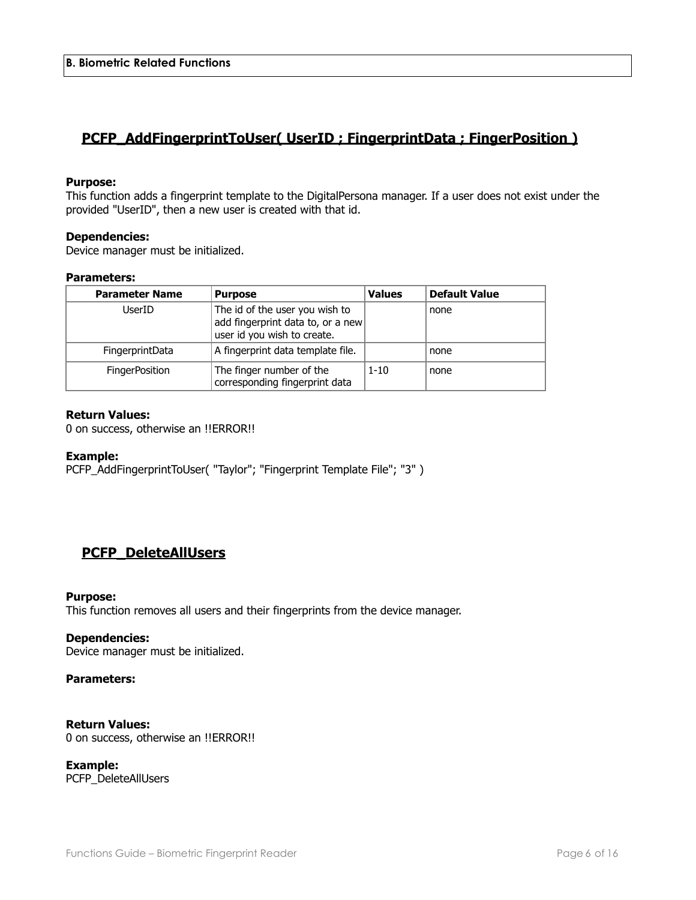**B. Biometric Related Functions**

## PCFP_AddFingerprintToUser( UserID ; FingerprintData ; FingerPosition )

**Purpose:**
This function adds a fingerprint template to the DigitalPersona manager. If a user does not exist under the provided "UserID", then a new user is created with that id.

**Dependencies:**
Device manager must be initialized.

**Parameters:**

| Parameter Name | Purpose | Values | Default Value |
|---|---|---|---|
| UserID | The id of the user you wish to add fingerprint data to, or a new user id you wish to create. | | none |
| FingerprintData | A fingerprint data template file. | | none |
| FingerPosition | The finger number of the corresponding fingerprint data | 1-10 | none |

**Return Values:**
0 on success, otherwise an !!ERROR!!

**Example:**
PCFP_AddFingerprintToUser( "Taylor"; "Fingerprint Template File"; "3" )

## PCFP_DeleteAllUsers

**Purpose:**
This function removes all users and their fingerprints from the device manager.

**Dependencies:**
Device manager must be initialized.

**Parameters:**

**Return Values:**
0 on success, otherwise an !!ERROR!!

**Example:**
PCFP_DeleteAllUsers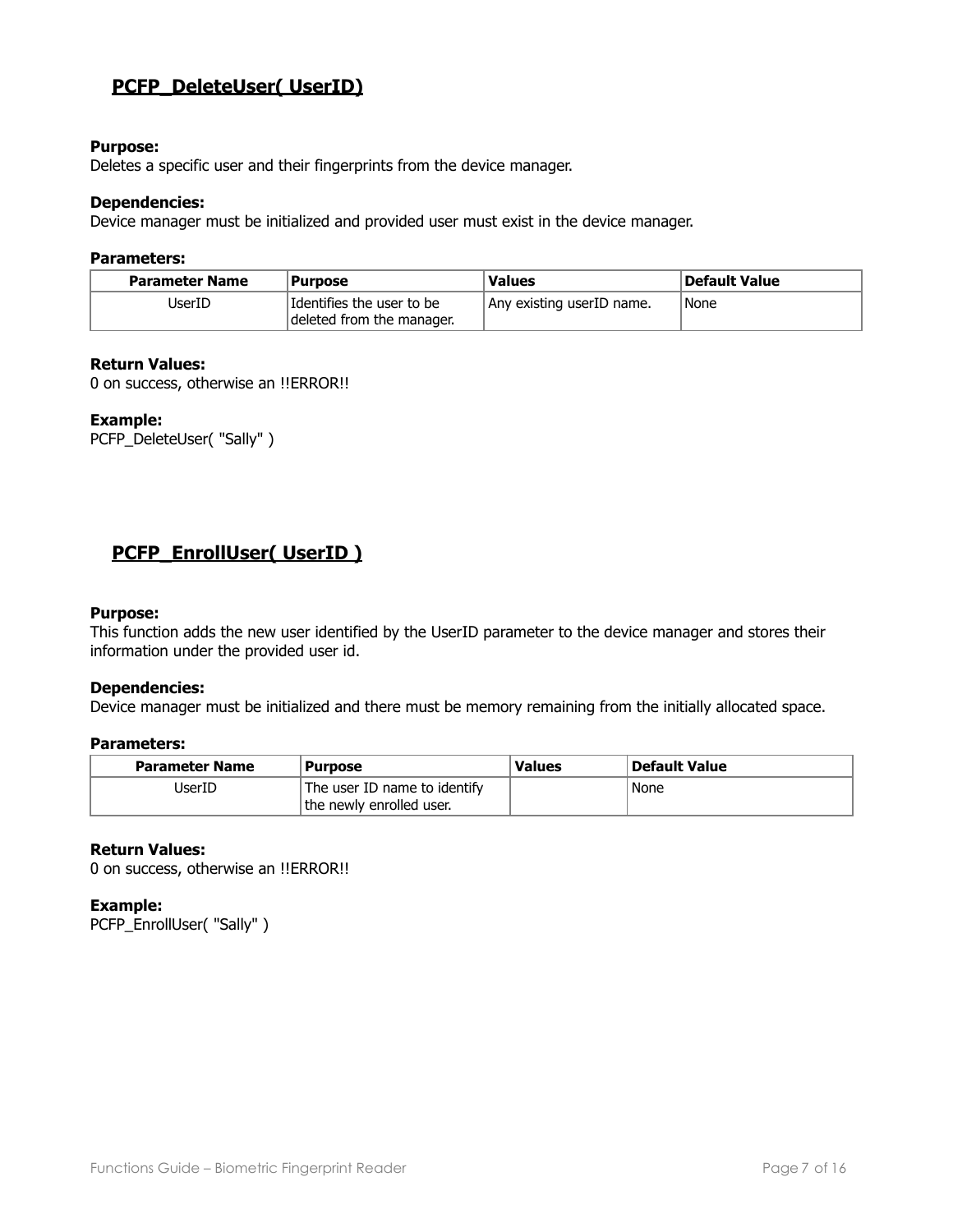## PCFP_DeleteUser( UserID)

**Purpose:**
Deletes a specific user and their fingerprints from the device manager.

**Dependencies:**
Device manager must be initialized and provided user must exist in the device manager.

**Parameters:**

| Parameter Name | Purpose | Values | Default Value |
|---|---|---|---|
| UserID | Identifies the user to be deleted from the manager. | Any existing userID name. | None |

**Return Values:**
0 on success, otherwise an !!ERROR!!

**Example:**
PCFP_DeleteUser( "Sally" )

## PCFP_EnrollUser( UserID )

**Purpose:**
This function adds the new user identified by the UserID parameter to the device manager and stores their information under the provided user id.

**Dependencies:**
Device manager must be initialized and there must be memory remaining from the initially allocated space.

**Parameters:**

| Parameter Name | Purpose | Values | Default Value |
|---|---|---|---|
| UserID | The user ID name to identify the newly enrolled user. | | None |

**Return Values:**
0 on success, otherwise an !!ERROR!!

**Example:**
PCFP_EnrollUser( "Sally" )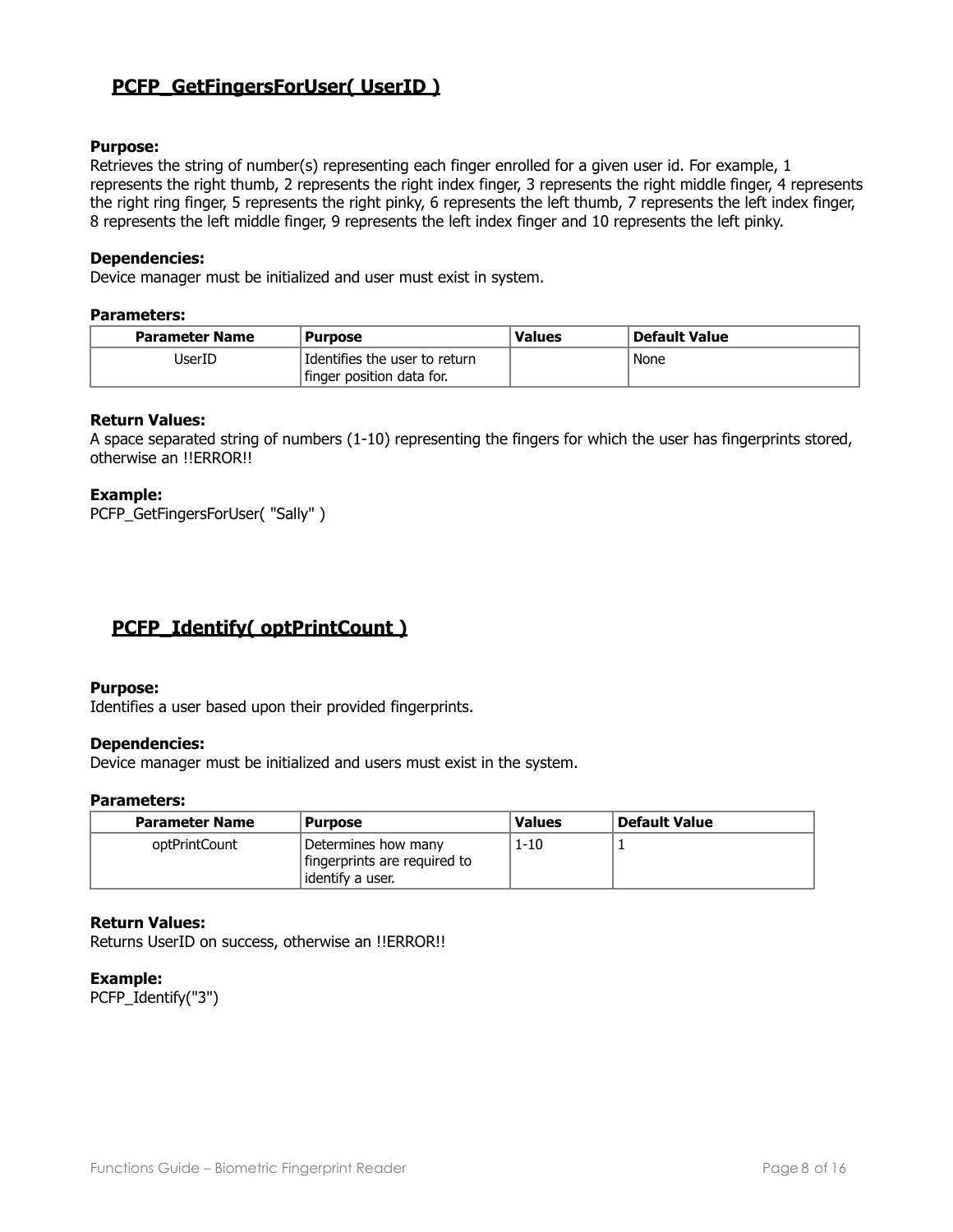## PCFP_GetFingersForUser( UserID )

**Purpose:**
Retrieves the string of number(s) representing each finger enrolled for a given user id. For example, 1 represents the right thumb, 2 represents the right index finger, 3 represents the right middle finger, 4 represents the right ring finger, 5 represents the right pinky, 6 represents the left thumb, 7 represents the left index finger, 8 represents the left middle finger, 9 represents the left index finger and 10 represents the left pinky.

**Dependencies:**
Device manager must be initialized and user must exist in system.

**Parameters:**

| Parameter Name | Purpose | Values | Default Value |
|---|---|---|---|
| UserID | Identifies the user to return finger position data for. | | None |

**Return Values:**
A space separated string of numbers (1-10) representing the fingers for which the user has fingerprints stored, otherwise an !!ERROR!!

**Example:**
PCFP_GetFingersForUser( "Sally" )

## PCFP_Identify( optPrintCount )

**Purpose:**
Identifies a user based upon their provided fingerprints.

**Dependencies:**
Device manager must be initialized and users must exist in the system.

**Parameters:**

| Parameter Name | Purpose | Values | Default Value |
|---|---|---|---|
| optPrintCount | Determines how many fingerprints are required to identify a user. | 1-10 | 1 |

**Return Values:**
Returns UserID on success, otherwise an !!ERROR!!

**Example:**
PCFP_Identify("3")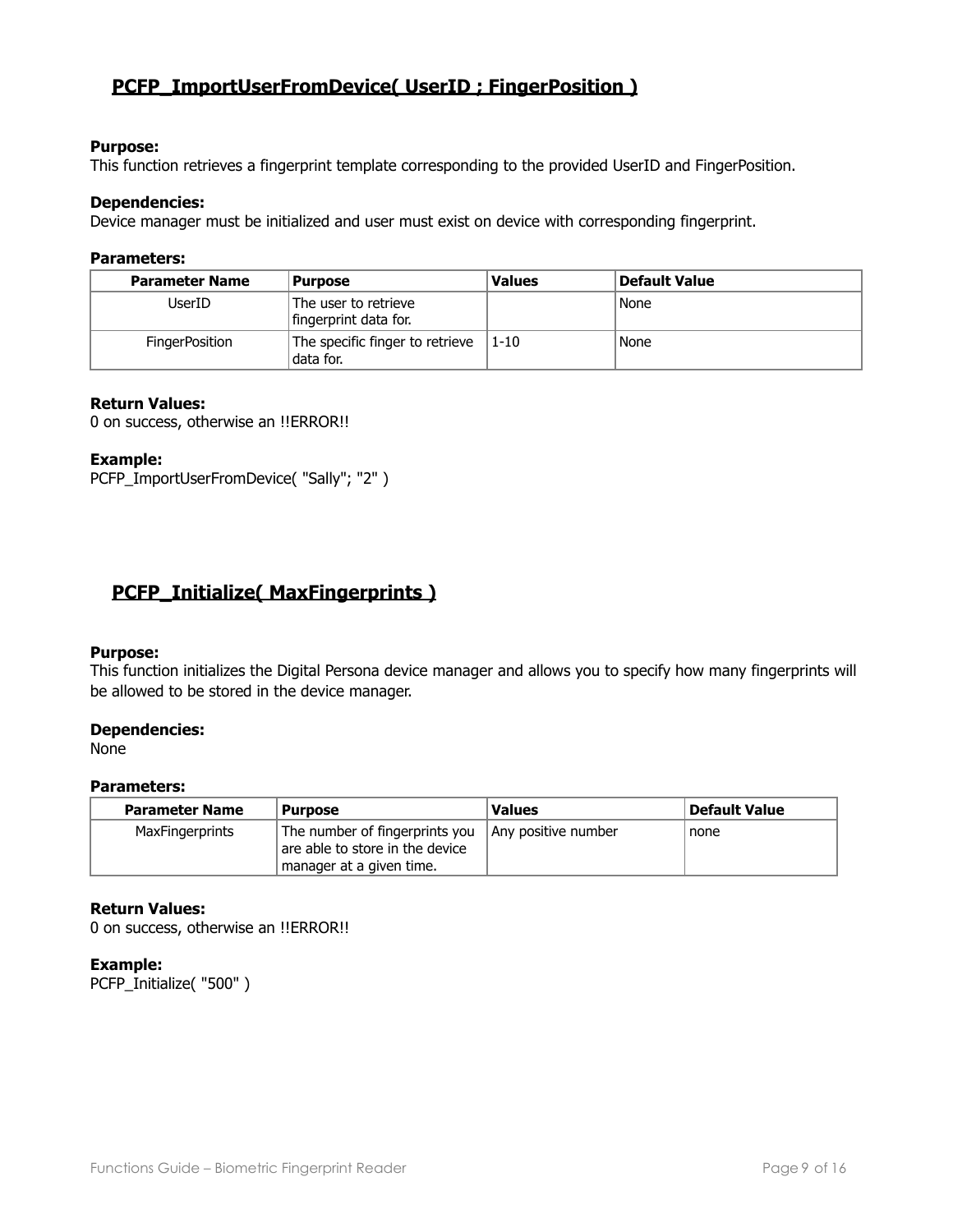## PCFP_ImportUserFromDevice( UserID ; FingerPosition )

**Purpose:**
This function retrieves a fingerprint template corresponding to the provided UserID and FingerPosition.

**Dependencies:**
Device manager must be initialized and user must exist on device with corresponding fingerprint.

**Parameters:**

| Parameter Name | Purpose | Values | Default Value |
| --- | --- | --- | --- |
| UserID | The user to retrieve fingerprint data for. | | None |
| FingerPosition | The specific finger to retrieve data for. | 1-10 | None |

**Return Values:**
0 on success, otherwise an !!ERROR!!

**Example:**
PCFP_ImportUserFromDevice( "Sally"; "2" )

## PCFP_Initialize( MaxFingerprints )

**Purpose:**
This function initializes the Digital Persona device manager and allows you to specify how many fingerprints will be allowed to be stored in the device manager.

**Dependencies:**
None

**Parameters:**

| Parameter Name | Purpose | Values | Default Value |
| --- | --- | --- | --- |
| MaxFingerprints | The number of fingerprints you are able to store in the device manager at a given time. | Any positive number | none |

**Return Values:**
0 on success, otherwise an !!ERROR!!

**Example:**
PCFP_Initialize( "500" )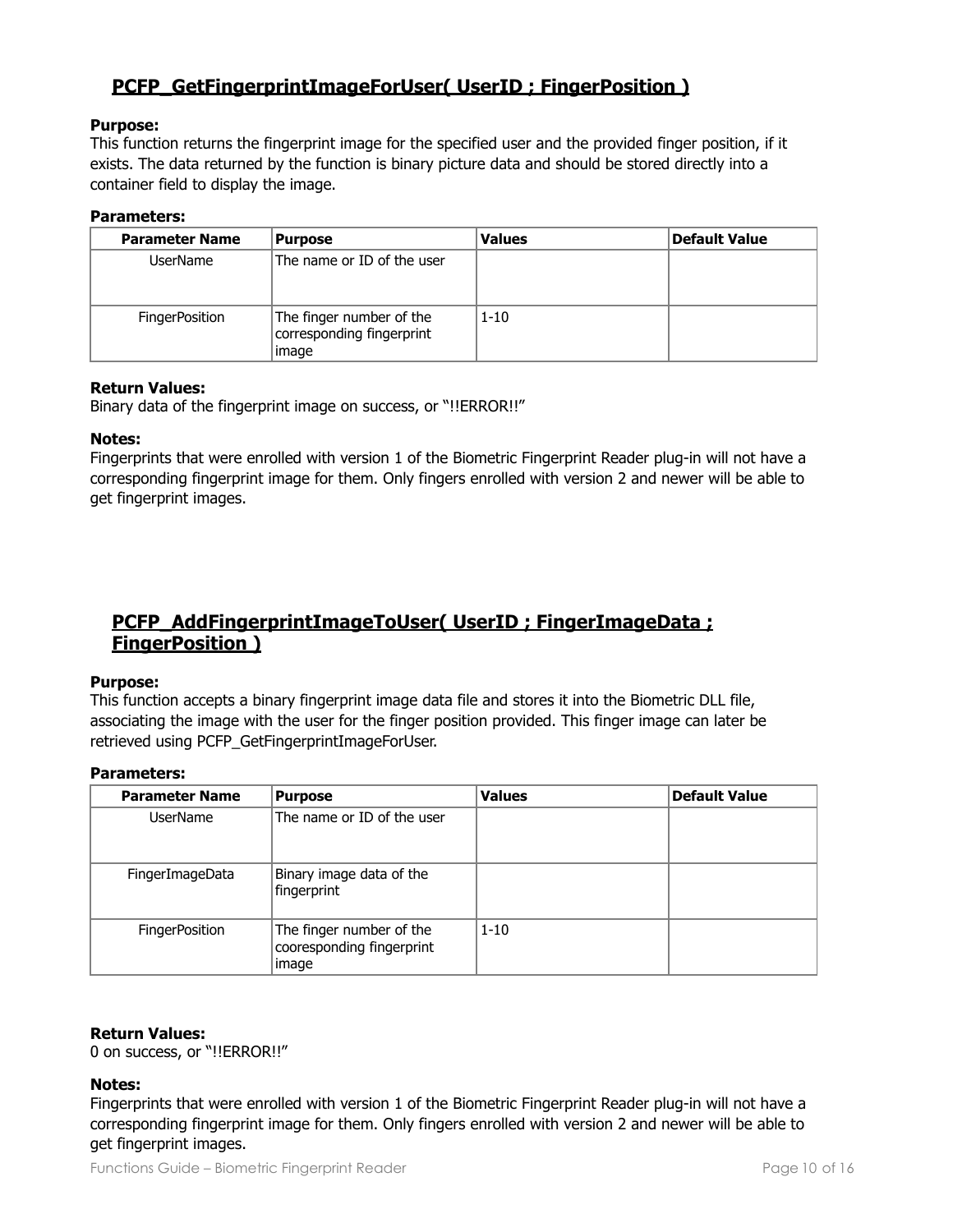## PCFP_GetFingerprintImageForUser( UserID ; FingerPosition )

**Purpose:**
This function returns the fingerprint image for the specified user and the provided finger position, if it exists. The data returned by the function is binary picture data and should be stored directly into a container field to display the image.

**Parameters:**

| Parameter Name | Purpose | Values | Default Value |
|---|---|---|---|
| UserName | The name or ID of the user | | |
| FingerPosition | The finger number of the corresponding fingerprint image | 1-10 | |

**Return Values:**
Binary data of the fingerprint image on success, or "!!ERROR!!"

**Notes:**
Fingerprints that were enrolled with version 1 of the Biometric Fingerprint Reader plug-in will not have a corresponding fingerprint image for them. Only fingers enrolled with version 2 and newer will be able to get fingerprint images.

## PCFP_AddFingerprintImageToUser( UserID ; FingerImageData ; FingerPosition )

**Purpose:**
This function accepts a binary fingerprint image data file and stores it into the Biometric DLL file, associating the image with the user for the finger position provided. This finger image can later be retrieved using PCFP_GetFingerprintImageForUser.

**Parameters:**

| Parameter Name | Purpose | Values | Default Value |
|---|---|---|---|
| UserName | The name or ID of the user | | |
| FingerImageData | Binary image data of the fingerprint | | |
| FingerPosition | The finger number of the cooresponding fingerprint image | 1-10 | |

**Return Values:**
0 on success, or "!!ERROR!!"

**Notes:**
Fingerprints that were enrolled with version 1 of the Biometric Fingerprint Reader plug-in will not have a corresponding fingerprint image for them. Only fingers enrolled with version 2 and newer will be able to get fingerprint images.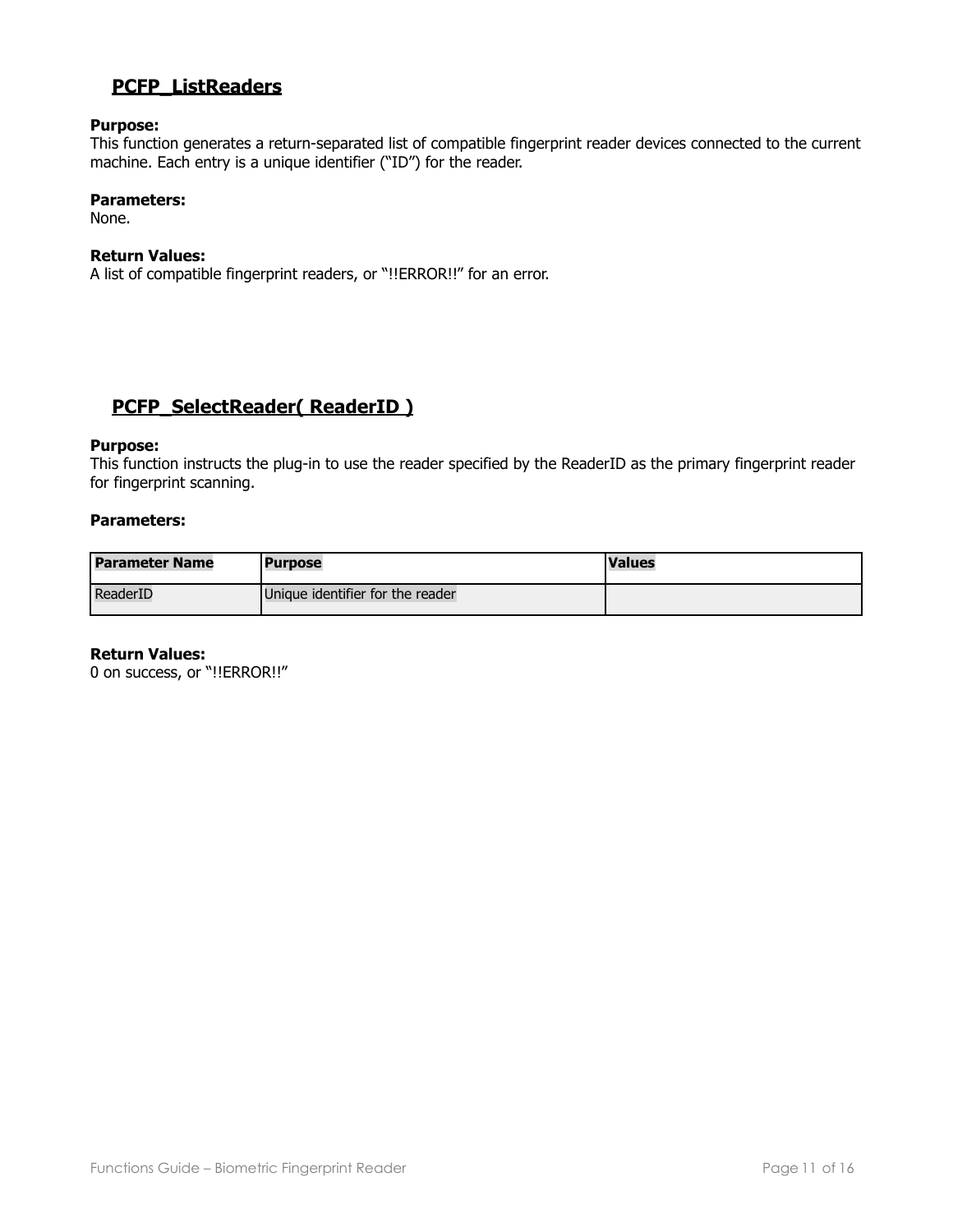## PCFP_ListReaders

**Purpose:**
This function generates a return-separated list of compatible fingerprint reader devices connected to the current machine. Each entry is a unique identifier ("ID") for the reader.

**Parameters:**
None.

**Return Values:**
A list of compatible fingerprint readers, or "!!ERROR!!" for an error.

## PCFP_SelectReader( ReaderID )

**Purpose:**
This function instructs the plug-in to use the reader specified by the ReaderID as the primary fingerprint reader for fingerprint scanning.

**Parameters:**

| Parameter Name | Purpose | Values |
| --- | --- | --- |
| ReaderID | Unique identifier for the reader | |

**Return Values:**
0 on success, or "!!ERROR!!"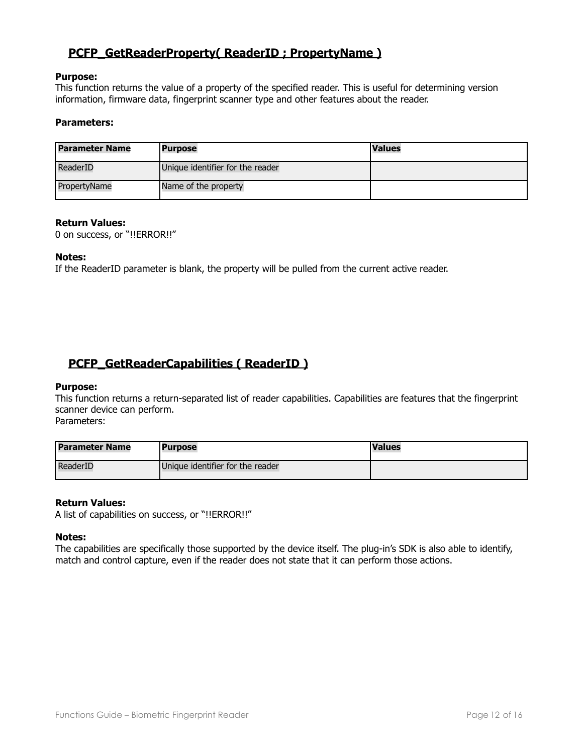## PCFP_GetReaderProperty( ReaderID ; PropertyName )

**Purpose:**
This function returns the value of a property of the specified reader. This is useful for determining version information, firmware data, fingerprint scanner type and other features about the reader.

**Parameters:**

| Parameter Name | Purpose | Values |
|---|---|---|
| ReaderID | Unique identifier for the reader | |
| PropertyName | Name of the property | |

**Return Values:**
0 on success, or "!!ERROR!!"

**Notes:**
If the ReaderID parameter is blank, the property will be pulled from the current active reader.

## PCFP_GetReaderCapabilities ( ReaderID )

**Purpose:**
This function returns a return-separated list of reader capabilities. Capabilities are features that the fingerprint scanner device can perform.
Parameters:

| Parameter Name | Purpose | Values |
|---|---|---|
| ReaderID | Unique identifier for the reader | |

**Return Values:**
A list of capabilities on success, or "!!ERROR!!"

**Notes:**
The capabilities are specifically those supported by the device itself. The plug-in's SDK is also able to identify, match and control capture, even if the reader does not state that it can perform those actions.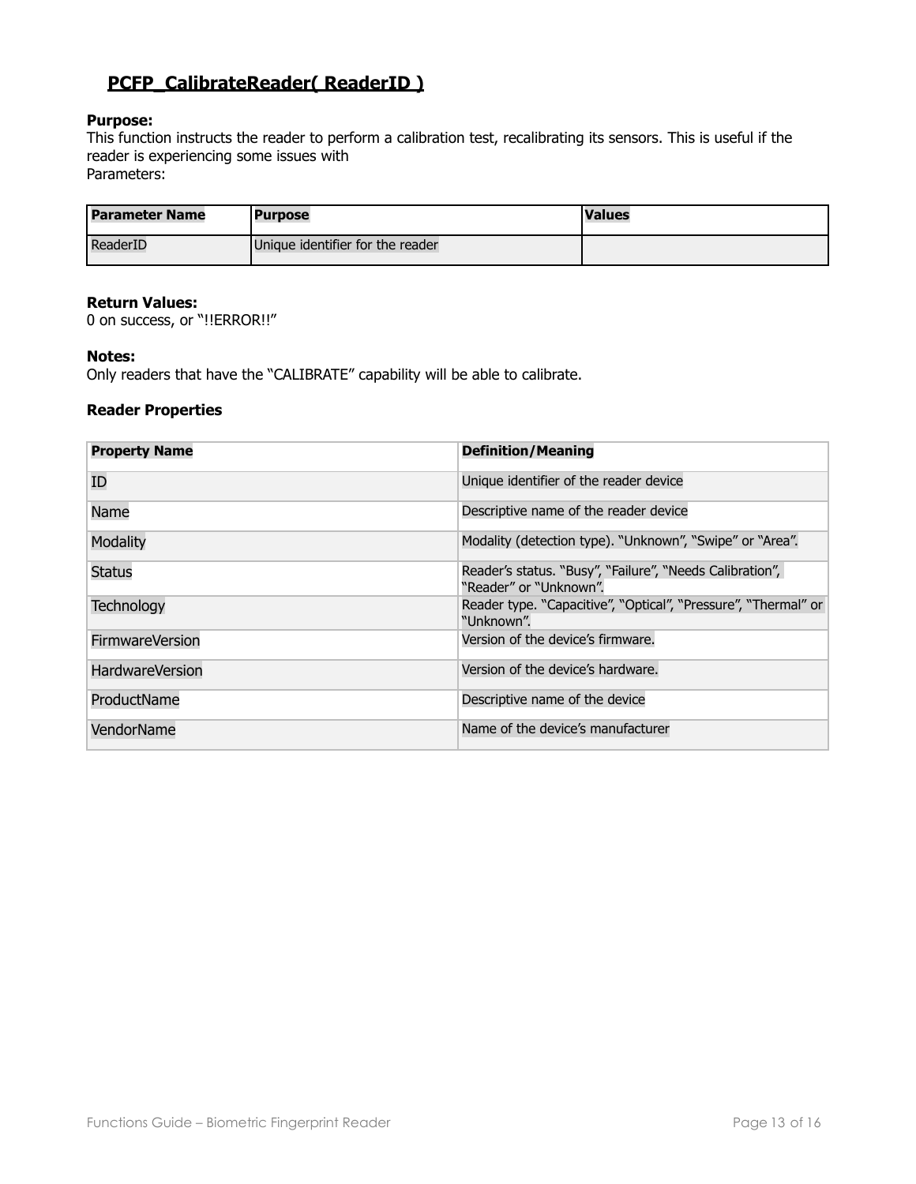## PCFP_CalibrateReader( ReaderID )

**Purpose:**
This function instructs the reader to perform a calibration test, recalibrating its sensors. This is useful if the reader is experiencing some issues with
Parameters:

| Parameter Name | Purpose | Values |
|---|---|---|
| ReaderID | Unique identifier for the reader | |

**Return Values:**
0 on success, or "!!ERROR!!"

**Notes:**
Only readers that have the "CALIBRATE" capability will be able to calibrate.

**Reader Properties**

| Property Name | Definition/Meaning |
|---|---|
| ID | Unique identifier of the reader device |
| Name | Descriptive name of the reader device |
| Modality | Modality (detection type). "Unknown", "Swipe" or "Area". |
| Status | Reader's status. "Busy", "Failure", "Needs Calibration", "Reader" or "Unknown". |
| Technology | Reader type. "Capacitive", "Optical", "Pressure", "Thermal" or "Unknown". |
| FirmwareVersion | Version of the device's firmware. |
| HardwareVersion | Version of the device's hardware. |
| ProductName | Descriptive name of the device |
| VendorName | Name of the device's manufacturer |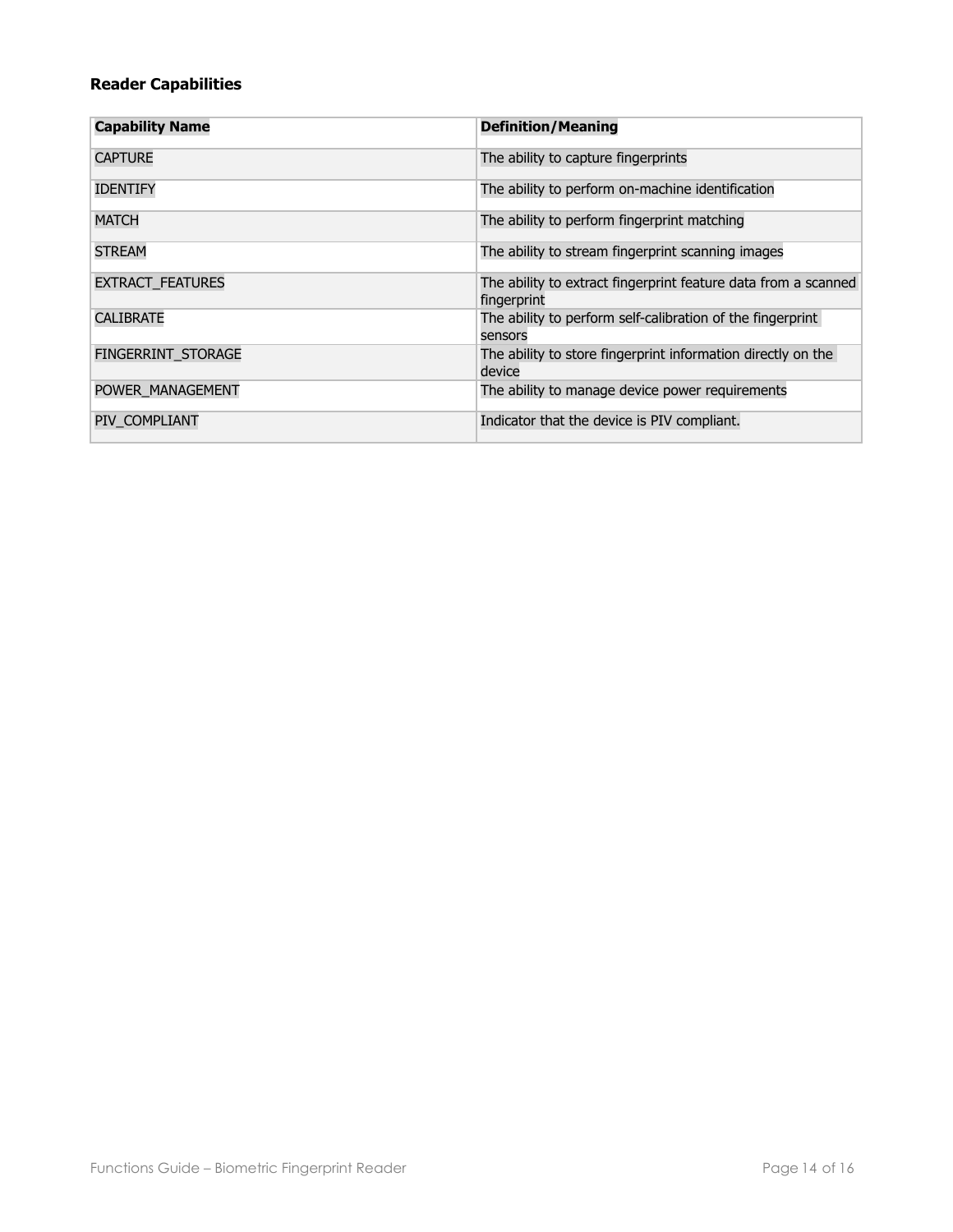### Reader Capabilities

| Capability Name | Definition/Meaning |
| --- | --- |
| CAPTURE | The ability to capture fingerprints |
| IDENTIFY | The ability to perform on-machine identification |
| MATCH | The ability to perform fingerprint matching |
| STREAM | The ability to stream fingerprint scanning images |
| EXTRACT_FEATURES | The ability to extract fingerprint feature data from a scanned fingerprint |
| CALIBRATE | The ability to perform self-calibration of the fingerprint sensors |
| FINGERRINT_STORAGE | The ability to store fingerprint information directly on the device |
| POWER_MANAGEMENT | The ability to manage device power requirements |
| PIV_COMPLIANT | Indicator that the device is PIV compliant. |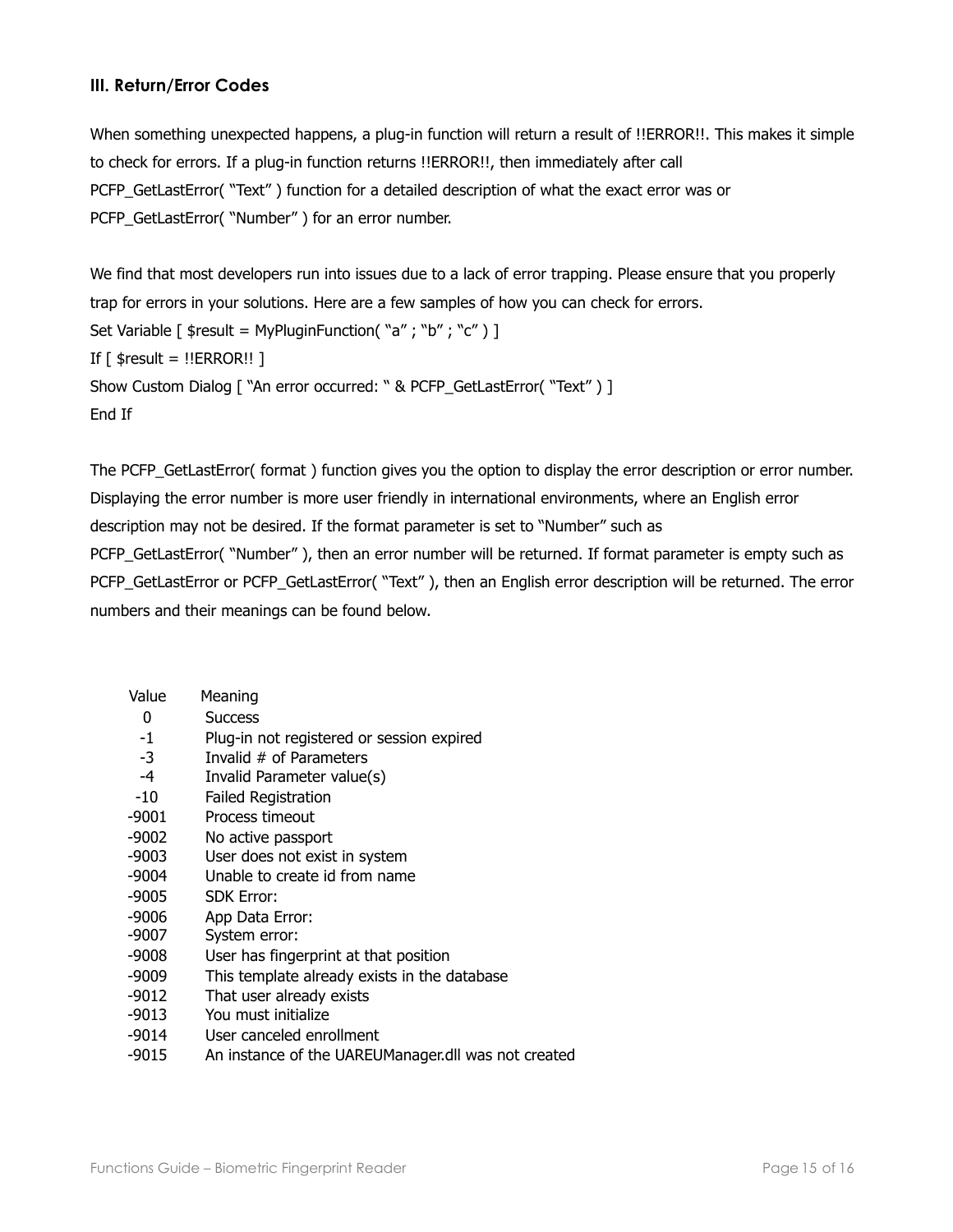### III. Return/Error Codes

When something unexpected happens, a plug-in function will return a result of !!ERROR!!. This makes it simple to check for errors. If a plug-in function returns !!ERROR!!, then immediately after call PCFP_GetLastError( "Text" ) function for a detailed description of what the exact error was or PCFP_GetLastError( "Number" ) for an error number.

We find that most developers run into issues due to a lack of error trapping. Please ensure that you properly trap for errors in your solutions. Here are a few samples of how you can check for errors.

```
Set Variable [ $result = MyPluginFunction( "a" ; "b" ; "c" ) ]
If [ $result = !!ERROR!! ]
Show Custom Dialog [ "An error occurred: " & PCFP_GetLastError( "Text" ) ]
End If
```

The PCFP_GetLastError( format ) function gives you the option to display the error description or error number. Displaying the error number is more user friendly in international environments, where an English error description may not be desired. If the format parameter is set to "Number" such as PCFP_GetLastError( "Number" ), then an error number will be returned. If format parameter is empty such as PCFP_GetLastError or PCFP_GetLastError( "Text" ), then an English error description will be returned. The error numbers and their meanings can be found below.

| Value | Meaning |
|---|---|
| 0 | Success |
| -1 | Plug-in not registered or session expired |
| -3 | Invalid # of Parameters |
| -4 | Invalid Parameter value(s) |
| -10 | Failed Registration |
| -9001 | Process timeout |
| -9002 | No active passport |
| -9003 | User does not exist in system |
| -9004 | Unable to create id from name |
| -9005 | SDK Error: |
| -9006 | App Data Error: |
| -9007 | System error: |
| -9008 | User has fingerprint at that position |
| -9009 | This template already exists in the database |
| -9012 | That user already exists |
| -9013 | You must initialize |
| -9014 | User canceled enrollment |
| -9015 | An instance of the UAREUManager.dll was not created |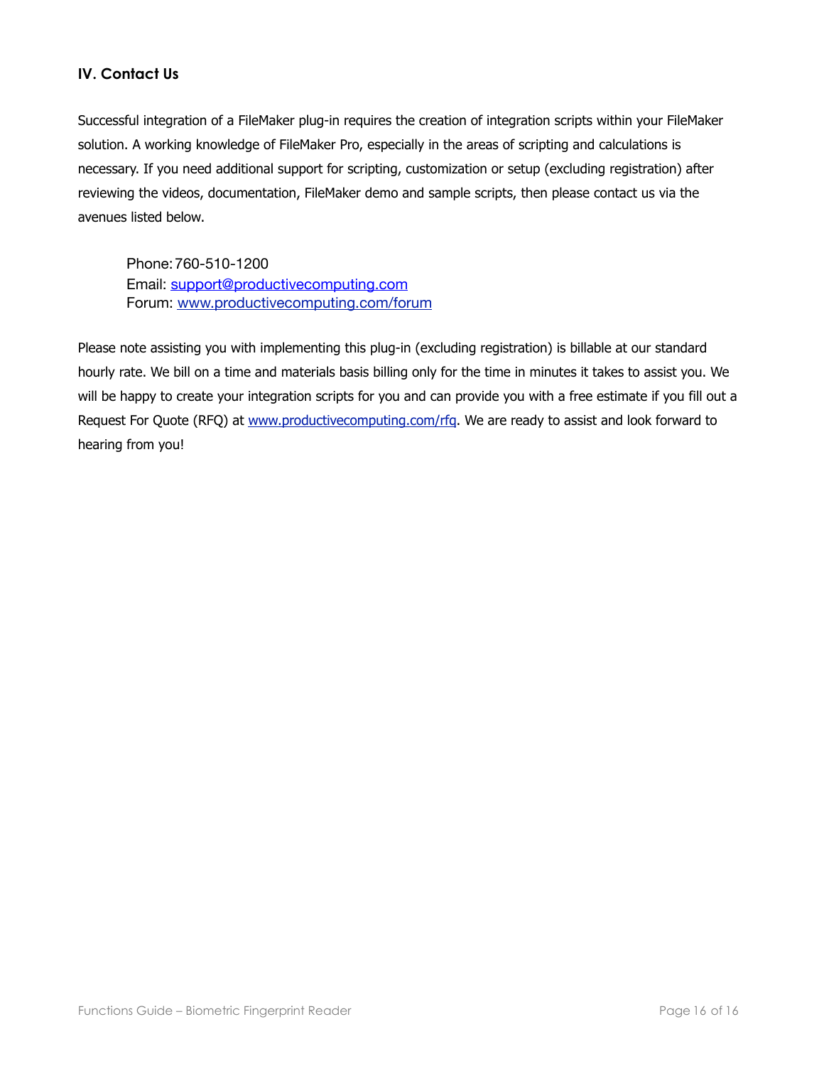## IV. Contact Us

Successful integration of a FileMaker plug-in requires the creation of integration scripts within your FileMaker solution. A working knowledge of FileMaker Pro, especially in the areas of scripting and calculations is necessary. If you need additional support for scripting, customization or setup (excluding registration) after reviewing the videos, documentation, FileMaker demo and sample scripts, then please contact us via the avenues listed below.

Phone: 760-510-1200
Email: support@productivecomputing.com
Forum: www.productivecomputing.com/forum

Please note assisting you with implementing this plug-in (excluding registration) is billable at our standard hourly rate. We bill on a time and materials basis billing only for the time in minutes it takes to assist you. We will be happy to create your integration scripts for you and can provide you with a free estimate if you fill out a Request For Quote (RFQ) at www.productivecomputing.com/rfq. We are ready to assist and look forward to hearing from you!